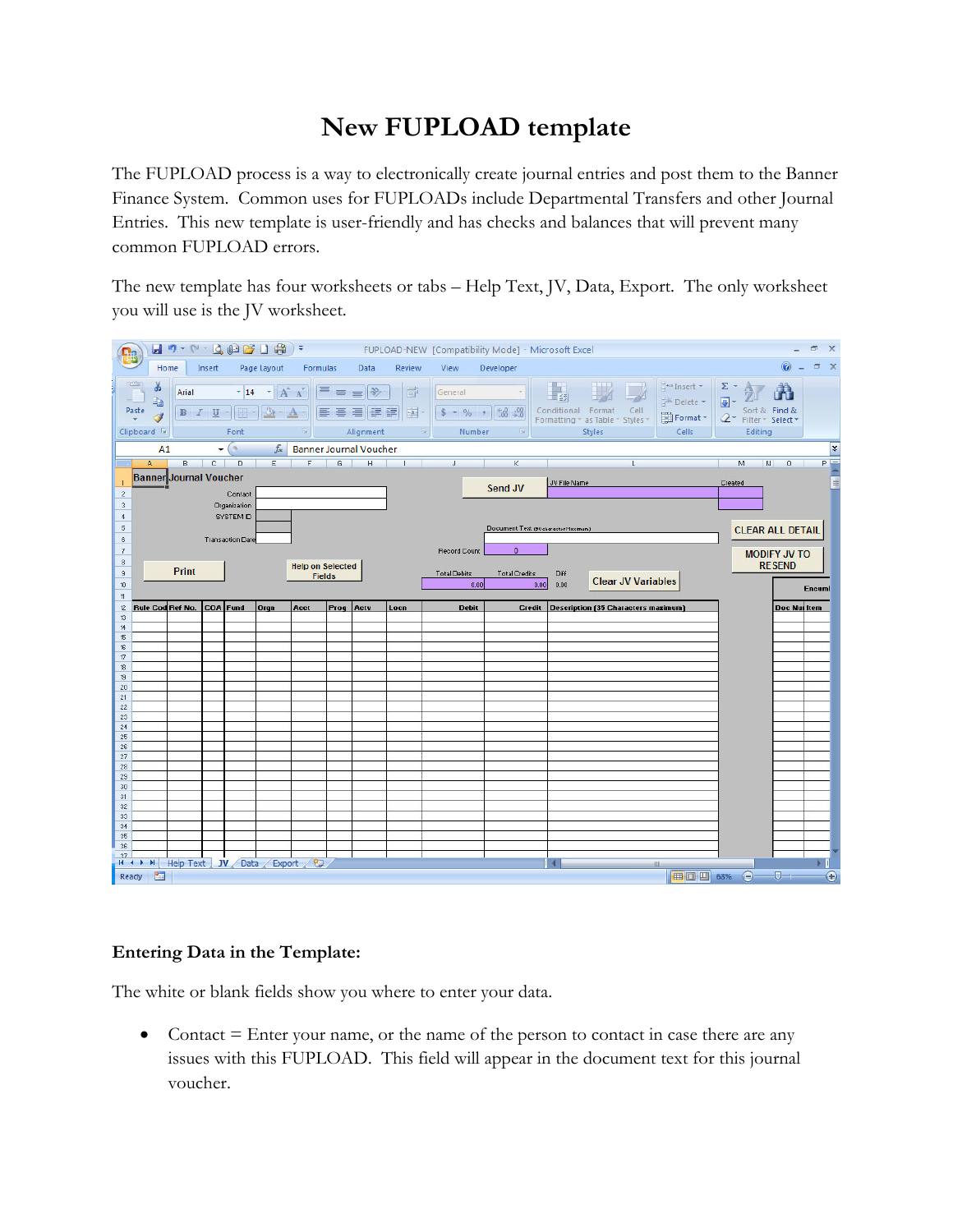# New FUPLOAD template

The FUPLOAD process is a way to electronically create journal entries and post them to the Banner Finance System. Common uses for FUPLOADs include Departmental Transfers and other Journal Entries. This new template is user-friendly and has checks and balances that will prevent many common FUPLOAD errors.

The new template has four worksheets or tabs – Help Text, JV, Data, Export. The only worksheet you will use is the JV worksheet.

### Entering Data in the Template:

The white or blank fields show you where to enter your data.

- Contact = Enter your name, or the name of the person to contact in case there are any issues with this FUPLOAD. This field will appear in the document text for this journal voucher.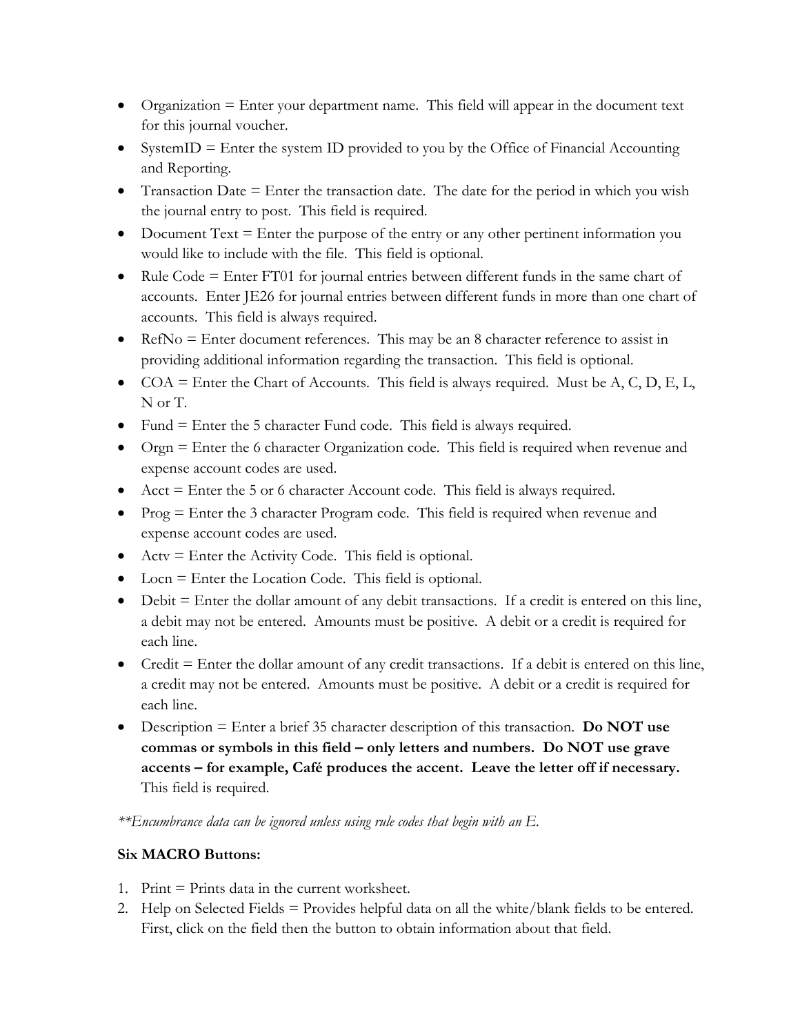- Organization = Enter your department name. This field will appear in the document text for this journal voucher.
- SystemID = Enter the system ID provided to you by the Office of Financial Accounting and Reporting.
- Transaction Date = Enter the transaction date. The date for the period in which you wish the journal entry to post. This field is required.
- Document Text = Enter the purpose of the entry or any other pertinent information you would like to include with the file. This field is optional.
- Rule Code = Enter FT01 for journal entries between different funds in the same chart of accounts. Enter JE26 for journal entries between different funds in more than one chart of accounts. This field is always required.
- RefNo = Enter document references. This may be an 8 character reference to assist in providing additional information regarding the transaction. This field is optional.
- COA = Enter the Chart of Accounts. This field is always required. Must be A, C, D, E, L, N or T.
- Fund = Enter the 5 character Fund code. This field is always required.
- Orgn = Enter the 6 character Organization code. This field is required when revenue and expense account codes are used.
- Acct = Enter the 5 or 6 character Account code. This field is always required.
- Prog = Enter the 3 character Program code. This field is required when revenue and expense account codes are used.
- Actv = Enter the Activity Code. This field is optional.
- Locn = Enter the Location Code. This field is optional.
- Debit = Enter the dollar amount of any debit transactions. If a credit is entered on this line, a debit may not be entered. Amounts must be positive. A debit or a credit is required for each line.
- Credit = Enter the dollar amount of any credit transactions. If a debit is entered on this line, a credit may not be entered. Amounts must be positive. A debit or a credit is required for each line.
- Description = Enter a brief 35 character description of this transaction. **Do NOT use commas or symbols in this field – only letters and numbers. Do NOT use grave accents – for example, Café produces the accent. Leave the letter off if necessary.** This field is required.

*\*\*Encumbrance data can be ignored unless using rule codes that begin with an E.*

**Six MACRO Buttons:**

1. Print = Prints data in the current worksheet.
2. Help on Selected Fields = Provides helpful data on all the white/blank fields to be entered. First, click on the field then the button to obtain information about that field.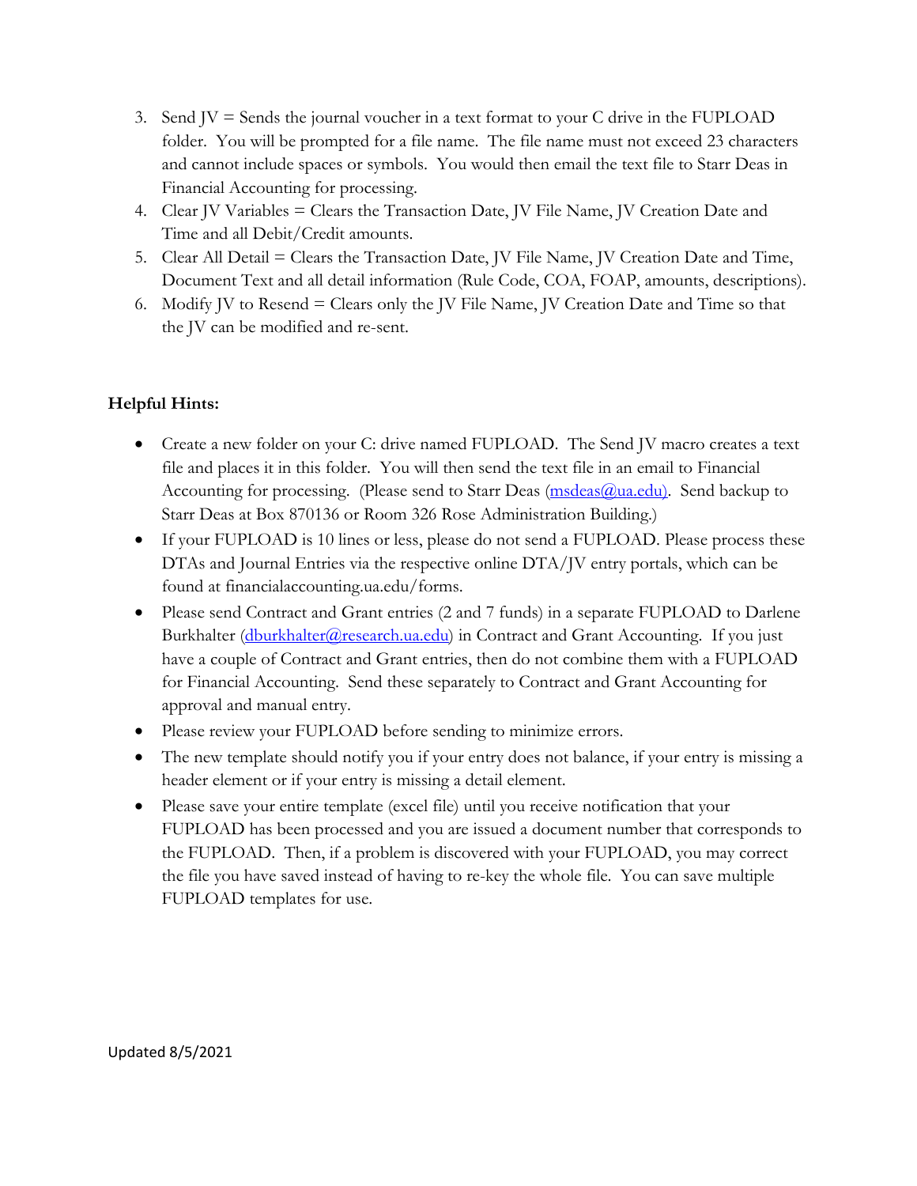3. Send JV = Sends the journal voucher in a text format to your C drive in the FUPLOAD folder. You will be prompted for a file name. The file name must not exceed 23 characters and cannot include spaces or symbols. You would then email the text file to Starr Deas in Financial Accounting for processing.
4. Clear JV Variables = Clears the Transaction Date, JV File Name, JV Creation Date and Time and all Debit/Credit amounts.
5. Clear All Detail = Clears the Transaction Date, JV File Name, JV Creation Date and Time, Document Text and all detail information (Rule Code, COA, FOAP, amounts, descriptions).
6. Modify JV to Resend = Clears only the JV File Name, JV Creation Date and Time so that the JV can be modified and re-sent.

**Helpful Hints:**

- Create a new folder on your C: drive named FUPLOAD. The Send JV macro creates a text file and places it in this folder. You will then send the text file in an email to Financial Accounting for processing. (Please send to Starr Deas (msdeas@ua.edu). Send backup to Starr Deas at Box 870136 or Room 326 Rose Administration Building.)
- If your FUPLOAD is 10 lines or less, please do not send a FUPLOAD. Please process these DTAs and Journal Entries via the respective online DTA/JV entry portals, which can be found at financialaccounting.ua.edu/forms.
- Please send Contract and Grant entries (2 and 7 funds) in a separate FUPLOAD to Darlene Burkhalter (dburkhalter@research.ua.edu) in Contract and Grant Accounting. If you just have a couple of Contract and Grant entries, then do not combine them with a FUPLOAD for Financial Accounting. Send these separately to Contract and Grant Accounting for approval and manual entry.
- Please review your FUPLOAD before sending to minimize errors.
- The new template should notify you if your entry does not balance, if your entry is missing a header element or if your entry is missing a detail element.
- Please save your entire template (excel file) until you receive notification that your FUPLOAD has been processed and you are issued a document number that corresponds to the FUPLOAD. Then, if a problem is discovered with your FUPLOAD, you may correct the file you have saved instead of having to re-key the whole file. You can save multiple FUPLOAD templates for use.

Updated 8/5/2021